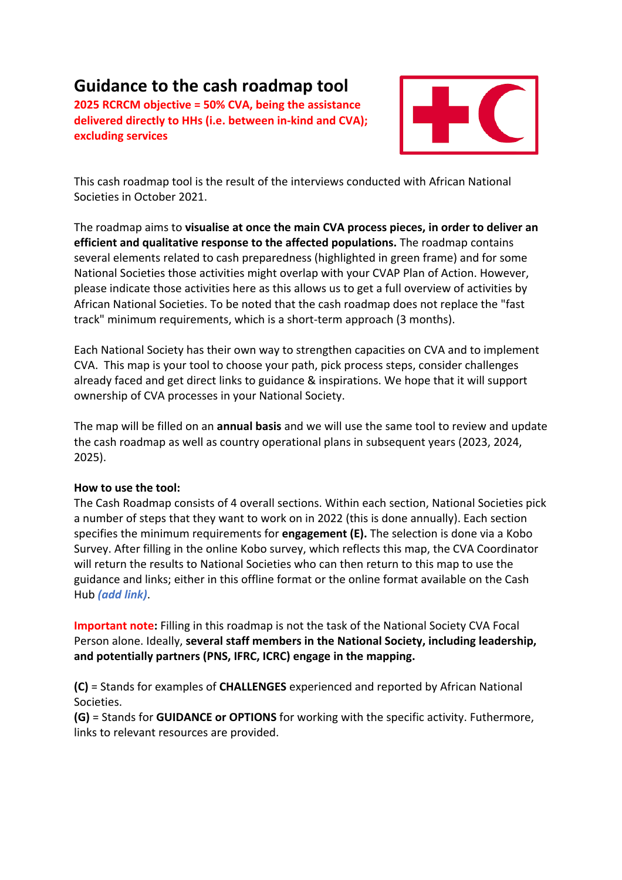# Guidance to the cash roadmap tool

**2025 RCRCM objective = 50% CVA, being the assistance delivered directly to HHs (i.e. between in-kind and CVA); excluding services**

This cash roadmap tool is the result of the interviews conducted with African National Societies in October 2021.

The roadmap aims to **visualise at once the main CVA process pieces, in order to deliver an efficient and qualitative response to the affected populations.** The roadmap contains several elements related to cash preparedness (highlighted in green frame) and for some National Societies those activities might overlap with your CVAP Plan of Action. However, please indicate those activities here as this allows us to get a full overview of activities by African National Societies. To be noted that the cash roadmap does not replace the "fast track" minimum requirements, which is a short-term approach (3 months).

Each National Society has their own way to strengthen capacities on CVA and to implement CVA. This map is your tool to choose your path, pick process steps, consider challenges already faced and get direct links to guidance & inspirations. We hope that it will support ownership of CVA processes in your National Society.

The map will be filled on an **annual basis** and we will use the same tool to review and update the cash roadmap as well as country operational plans in subsequent years (2023, 2024, 2025).

**How to use the tool:**
The Cash Roadmap consists of 4 overall sections. Within each section, National Societies pick a number of steps that they want to work on in 2022 (this is done annually). Each section specifies the minimum requirements for **engagement (E).** The selection is done via a Kobo Survey. After filling in the online Kobo survey, which reflects this map, the CVA Coordinator will return the results to National Societies who can then return to this map to use the guidance and links; either in this offline format or the online format available on the Cash Hub ***(add link)***.

**Important note:** Filling in this roadmap is not the task of the National Society CVA Focal Person alone. Ideally, **several staff members in the National Society, including leadership, and potentially partners (PNS, IFRC, ICRC) engage in the mapping.**

**(C)** = Stands for examples of **CHALLENGES** experienced and reported by African National Societies.
**(G)** = Stands for **GUIDANCE or OPTIONS** for working with the specific activity. Futhermore, links to relevant resources are provided.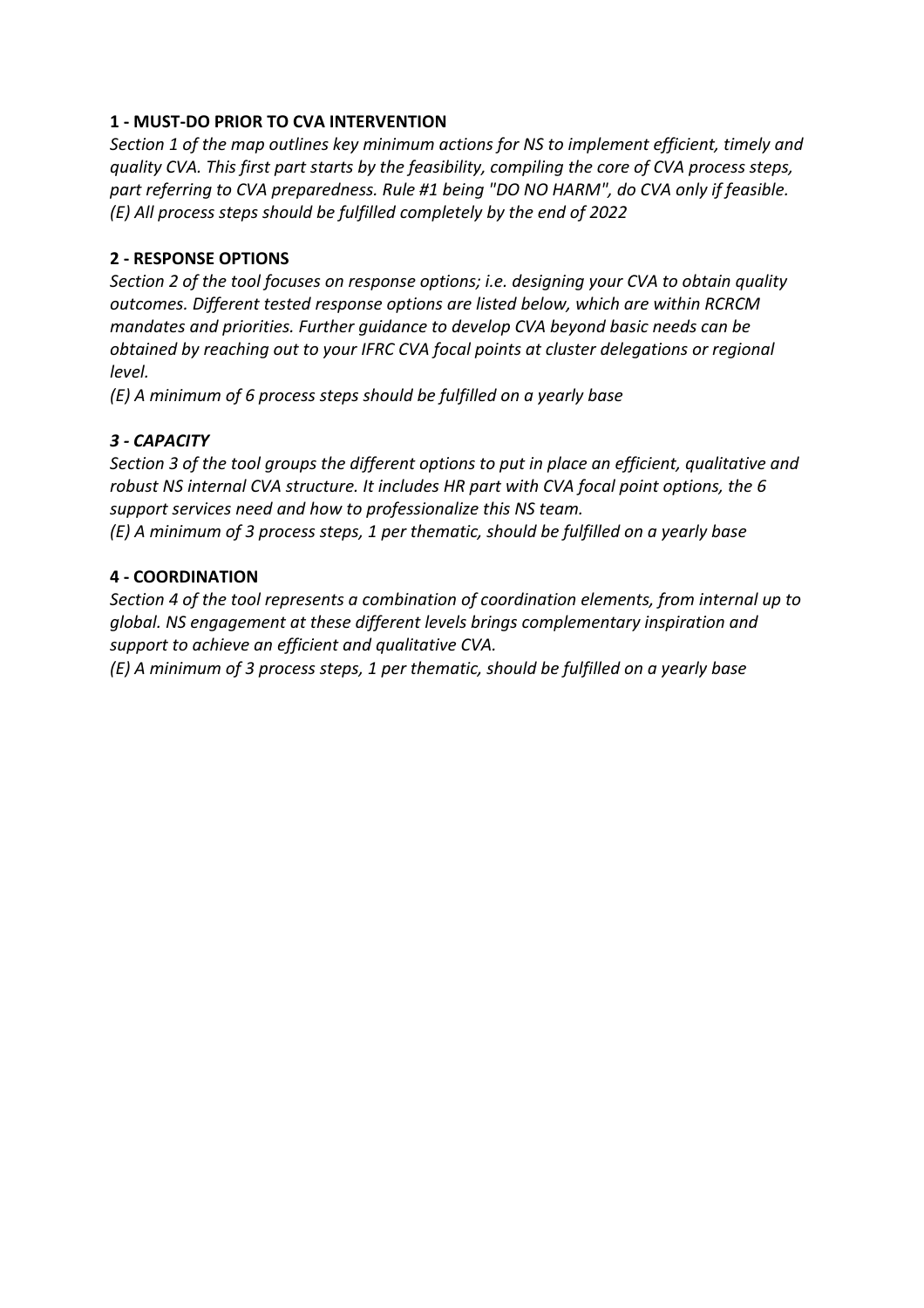**1 - MUST-DO PRIOR TO CVA INTERVENTION**

*Section 1 of the map outlines key minimum actions for NS to implement efficient, timely and quality CVA. This first part starts by the feasibility, compiling the core of CVA process steps, part referring to CVA preparedness. Rule #1 being "DO NO HARM", do CVA only if feasible.*
*(E) All process steps should be fulfilled completely by the end of 2022*

**2 - RESPONSE OPTIONS**

*Section 2 of the tool focuses on response options; i.e. designing your CVA to obtain quality outcomes. Different tested response options are listed below, which are within RCRCM mandates and priorities. Further guidance to develop CVA beyond basic needs can be obtained by reaching out to your IFRC CVA focal points at cluster delegations or regional level.*

*(E) A minimum of 6 process steps should be fulfilled on a yearly base*

***3 - CAPACITY***

*Section 3 of the tool groups the different options to put in place an efficient, qualitative and robust NS internal CVA structure. It includes HR part with CVA focal point options, the 6 support services need and how to professionalize this NS team.*

*(E) A minimum of 3 process steps, 1 per thematic, should be fulfilled on a yearly base*

**4 - COORDINATION**

*Section 4 of the tool represents a combination of coordination elements, from internal up to global. NS engagement at these different levels brings complementary inspiration and support to achieve an efficient and qualitative CVA.*

*(E) A minimum of 3 process steps, 1 per thematic, should be fulfilled on a yearly base*